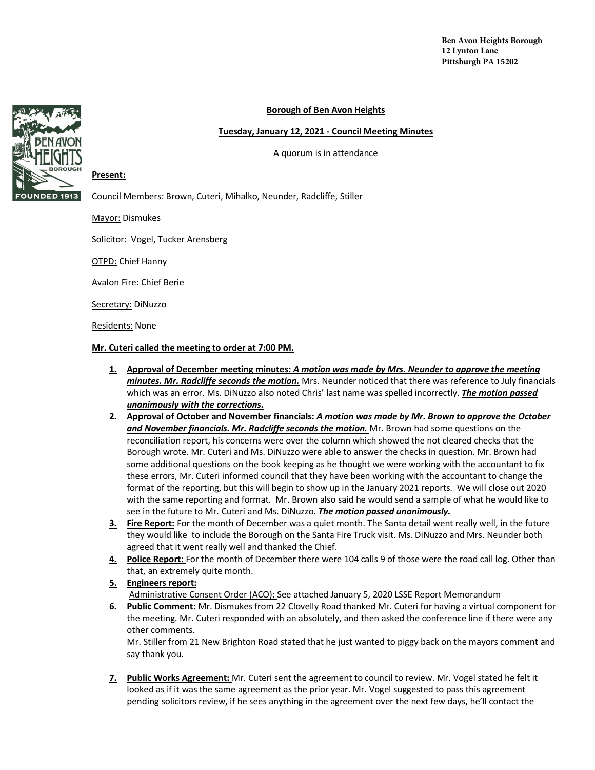**Ben Avon Heights Borough**
**12 Lynton Lane**
**Pittsburgh PA 15202**

# Borough of Ben Avon Heights

## Tuesday, January 12, 2021 - Council Meeting Minutes

A quorum is in attendance

**Present:**

Council Members: Brown, Cuteri, Mihalko, Neunder, Radcliffe, Stiller

Mayor: Dismukes

Solicitor: Vogel, Tucker Arensberg

OTPD: Chief Hanny

Avalon Fire: Chief Berie

Secretary: DiNuzzo

Residents: None

**Mr. Cuteri called the meeting to order at 7:00 PM.**

1. **Approval of December meeting minutes:** ***A motion was made by Mrs. Neunder to approve the meeting minutes. Mr. Radcliffe seconds the motion.*** Mrs. Neunder noticed that there was reference to July financials which was an error. Ms. DiNuzzo also noted Chris' last name was spelled incorrectly. ***The motion passed unanimously with the corrections.***
2. **Approval of October and November financials:** ***A motion was made by Mr. Brown to approve the October and November financials. Mr. Radcliffe seconds the motion.*** Mr. Brown had some questions on the reconciliation report, his concerns were over the column which showed the not cleared checks that the Borough wrote. Mr. Cuteri and Ms. DiNuzzo were able to answer the checks in question. Mr. Brown had some additional questions on the book keeping as he thought we were working with the accountant to fix these errors, Mr. Cuteri informed council that they have been working with the accountant to change the format of the reporting, but this will begin to show up in the January 2021 reports. We will close out 2020 with the same reporting and format. Mr. Brown also said he would send a sample of what he would like to see in the future to Mr. Cuteri and Ms. DiNuzzo. ***The motion passed unanimously.***
3. **Fire Report:** For the month of December was a quiet month. The Santa detail went really well, in the future they would like to include the Borough on the Santa Fire Truck visit. Ms. DiNuzzo and Mrs. Neunder both agreed that it went really well and thanked the Chief.
4. **Police Report:** For the month of December there were 104 calls 9 of those were the road call log. Other than that, an extremely quite month.
5. **Engineers report:**
   Administrative Consent Order (ACO): See attached January 5, 2020 LSSE Report Memorandum
6. **Public Comment:** Mr. Dismukes from 22 Clovelly Road thanked Mr. Cuteri for having a virtual component for the meeting. Mr. Cuteri responded with an absolutely, and then asked the conference line if there were any other comments.
   Mr. Stiller from 21 New Brighton Road stated that he just wanted to piggy back on the mayors comment and say thank you.

7. **Public Works Agreement:** Mr. Cuteri sent the agreement to council to review. Mr. Vogel stated he felt it looked as if it was the same agreement as the prior year. Mr. Vogel suggested to pass this agreement pending solicitors review, if he sees anything in the agreement over the next few days, he'll contact the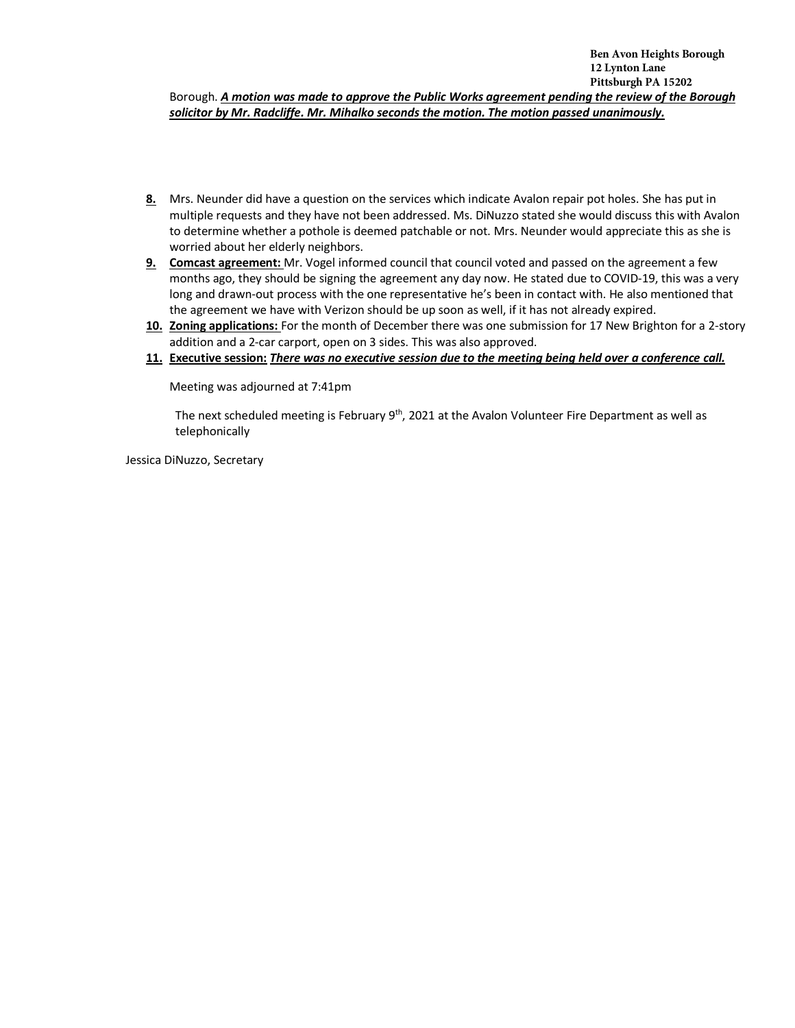Borough. ***A motion was made to approve the Public Works agreement pending the review of the Borough solicitor by Mr. Radcliffe. Mr. Mihalko seconds the motion. The motion passed unanimously.***

8. Mrs. Neunder did have a question on the services which indicate Avalon repair pot holes. She has put in multiple requests and they have not been addressed. Ms. DiNuzzo stated she would discuss this with Avalon to determine whether a pothole is deemed patchable or not. Mrs. Neunder would appreciate this as she is worried about her elderly neighbors.
9. **Comcast agreement:** Mr. Vogel informed council that council voted and passed on the agreement a few months ago, they should be signing the agreement any day now. He stated due to COVID-19, this was a very long and drawn-out process with the one representative he's been in contact with. He also mentioned that the agreement we have with Verizon should be up soon as well, if it has not already expired.
10. **Zoning applications:** For the month of December there was one submission for 17 New Brighton for a 2-story addition and a 2-car carport, open on 3 sides. This was also approved.
11. **Executive session:** ***There was no executive session due to the meeting being held over a conference call.***

Meeting was adjourned at 7:41pm

The next scheduled meeting is February 9th, 2021 at the Avalon Volunteer Fire Department as well as telephonically

Jessica DiNuzzo, Secretary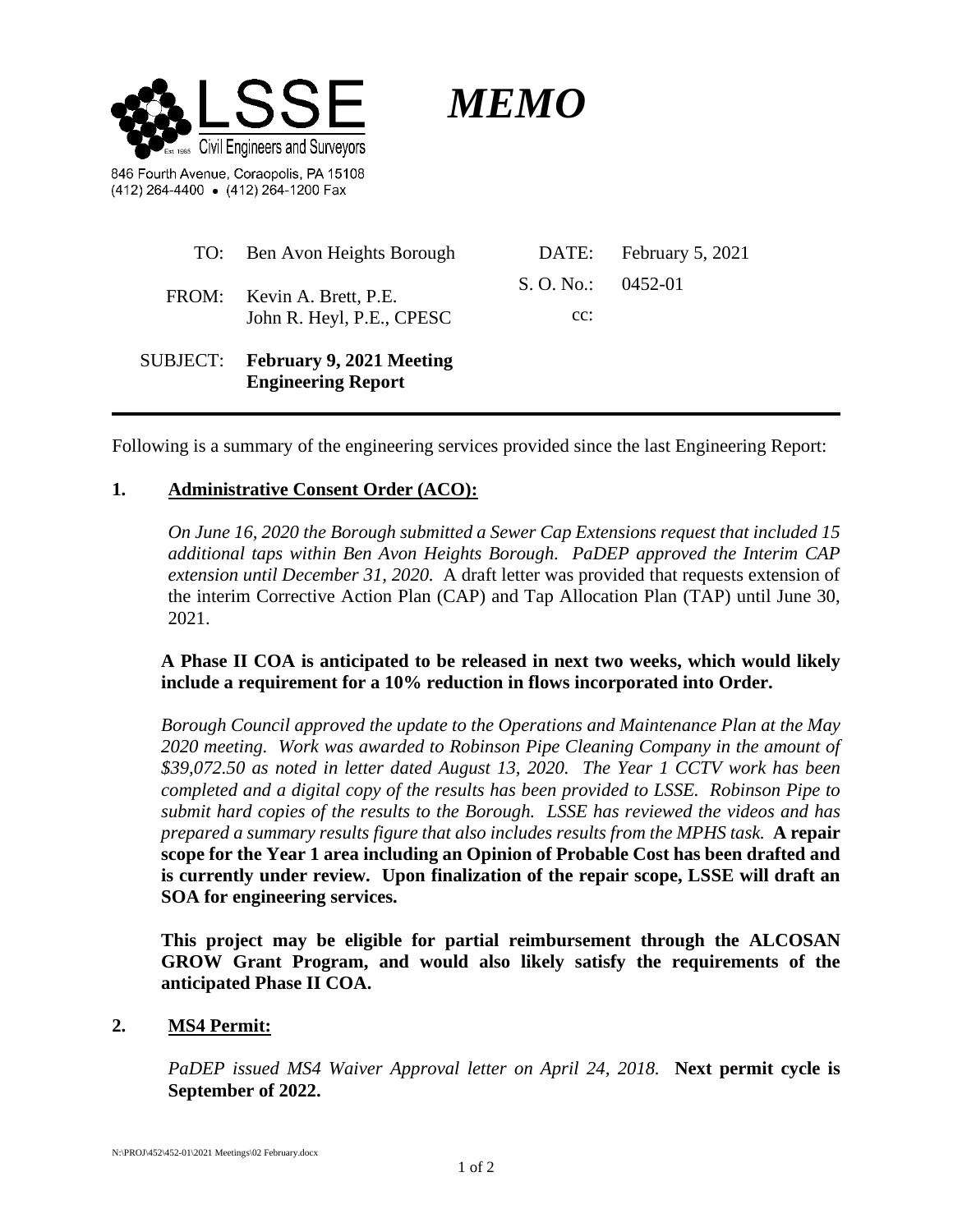LSSE Civil Engineers and Surveyors Est. 1965

846 Fourth Avenue, Coraopolis, PA 15108
(412) 264-4400 • (412) 264-1200 Fax

# *MEMO*

| | | | |
|---|---|---|---|
| TO: | Ben Avon Heights Borough | DATE: | February 5, 2021 |
| FROM: | Kevin A. Brett, P.E.<br>John R. Heyl, P.E., CPESC | S. O. No.: | 0452-01 |
| | | cc: | |
| SUBJECT: | **February 9, 2021 Meeting Engineering Report** | | |

---

Following is a summary of the engineering services provided since the last Engineering Report:

**1. Administrative Consent Order (ACO):**

*On June 16, 2020 the Borough submitted a Sewer Cap Extensions request that included 15 additional taps within Ben Avon Heights Borough. PaDEP approved the Interim CAP extension until December 31, 2020.* A draft letter was provided that requests extension of the interim Corrective Action Plan (CAP) and Tap Allocation Plan (TAP) until June 30, 2021.

**A Phase II COA is anticipated to be released in next two weeks, which would likely include a requirement for a 10% reduction in flows incorporated into Order.**

*Borough Council approved the update to the Operations and Maintenance Plan at the May 2020 meeting. Work was awarded to Robinson Pipe Cleaning Company in the amount of $39,072.50 as noted in letter dated August 13, 2020. The Year 1 CCTV work has been completed and a digital copy of the results has been provided to LSSE. Robinson Pipe to submit hard copies of the results to the Borough. LSSE has reviewed the videos and has prepared a summary results figure that also includes results from the MPHS task.* **A repair scope for the Year 1 area including an Opinion of Probable Cost has been drafted and is currently under review. Upon finalization of the repair scope, LSSE will draft an SOA for engineering services.**

**This project may be eligible for partial reimbursement through the ALCOSAN GROW Grant Program, and would also likely satisfy the requirements of the anticipated Phase II COA.**

**2. MS4 Permit:**

*PaDEP issued MS4 Waiver Approval letter on April 24, 2018.* **Next permit cycle is September of 2022.**

N:\PROJ\452\452-01\2021 Meetings\02 February.docx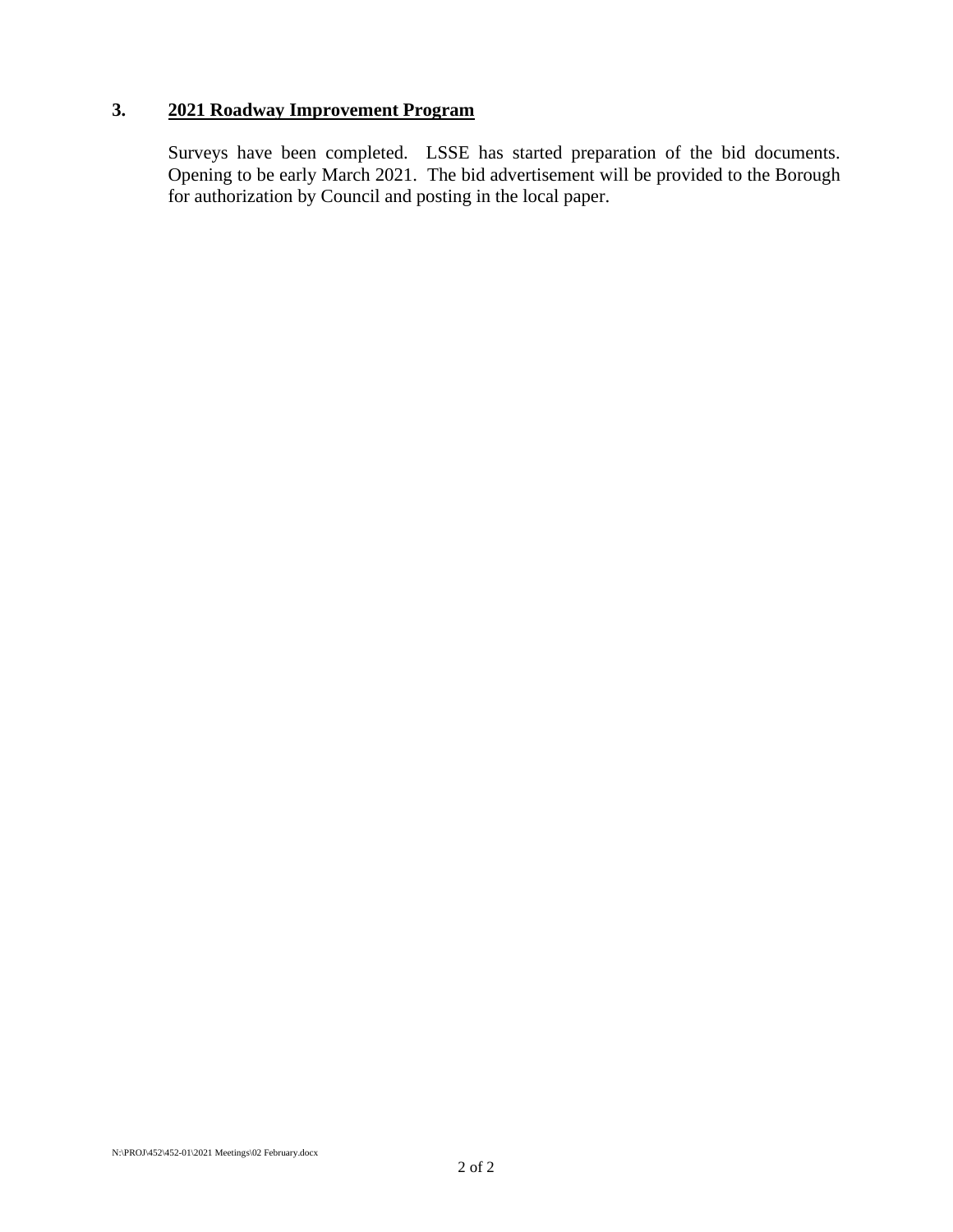**3. <u>2021 Roadway Improvement Program</u>**

Surveys have been completed. LSSE has started preparation of the bid documents. Opening to be early March 2021. The bid advertisement will be provided to the Borough for authorization by Council and posting in the local paper.